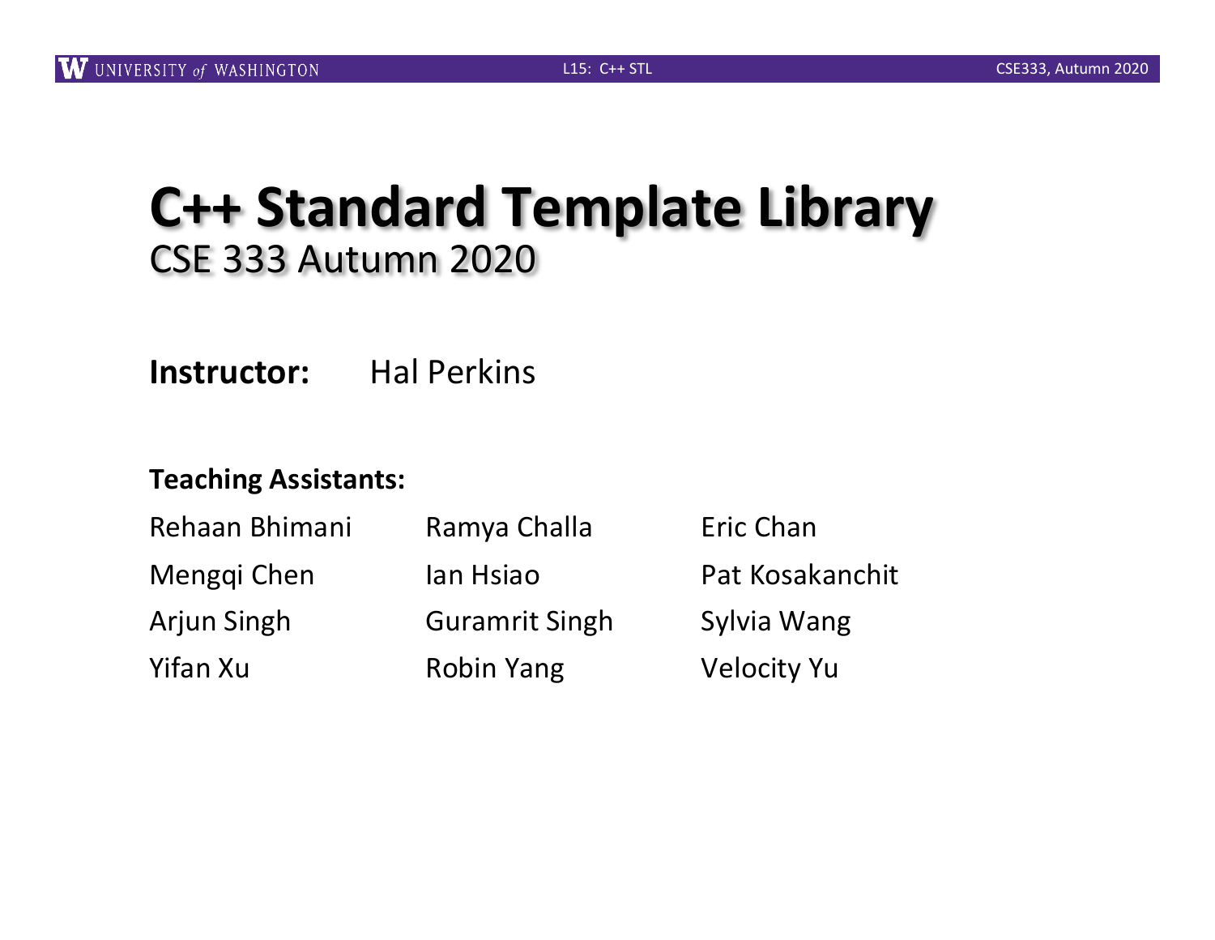# C++ Standard Template Library

CSE 333 Autumn 2020

**Instructor:** Hal Perkins

**Teaching Assistants:**

| | | |
|---|---|---|
| Rehaan Bhimani | Ramya Challa | Eric Chan |
| Mengqi Chen | Ian Hsiao | Pat Kosakanchit |
| Arjun Singh | Guramrit Singh | Sylvia Wang |
| Yifan Xu | Robin Yang | Velocity Yu |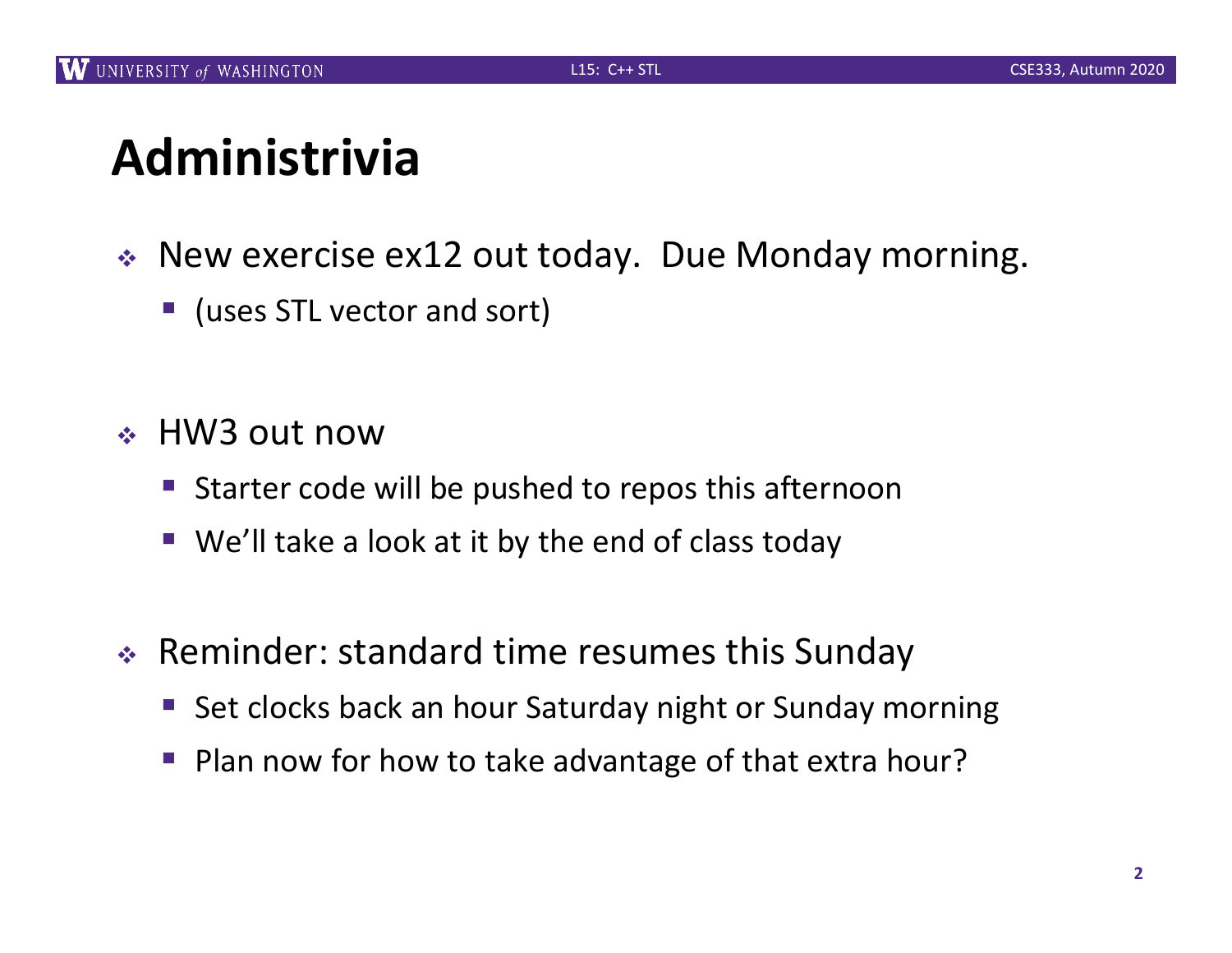# Administrivia

- New exercise ex12 out today. Due Monday morning.
  - (uses STL vector and sort)
- HW3 out now
  - Starter code will be pushed to repos this afternoon
  - We'll take a look at it by the end of class today
- Reminder: standard time resumes this Sunday
  - Set clocks back an hour Saturday night or Sunday morning
  - Plan now for how to take advantage of that extra hour?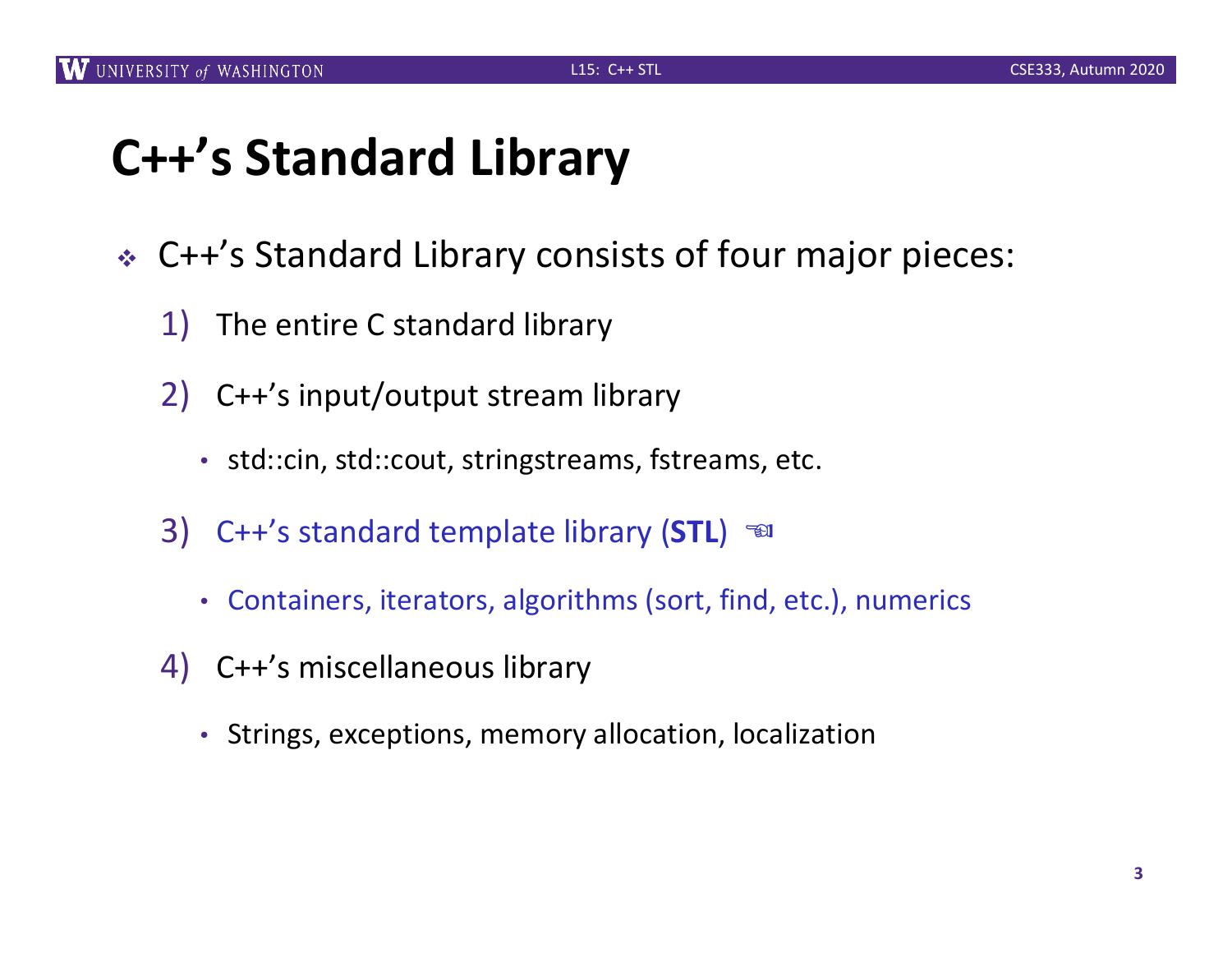# C++'s Standard Library

- C++'s Standard Library consists of four major pieces:
  1) The entire C standard library
  2) C++'s input/output stream library
     - std::cin, std::cout, stringstreams, fstreams, etc.
  3) C++'s standard template library (**STL**) ☜
     - Containers, iterators, algorithms (sort, find, etc.), numerics
  4) C++'s miscellaneous library
     - Strings, exceptions, memory allocation, localization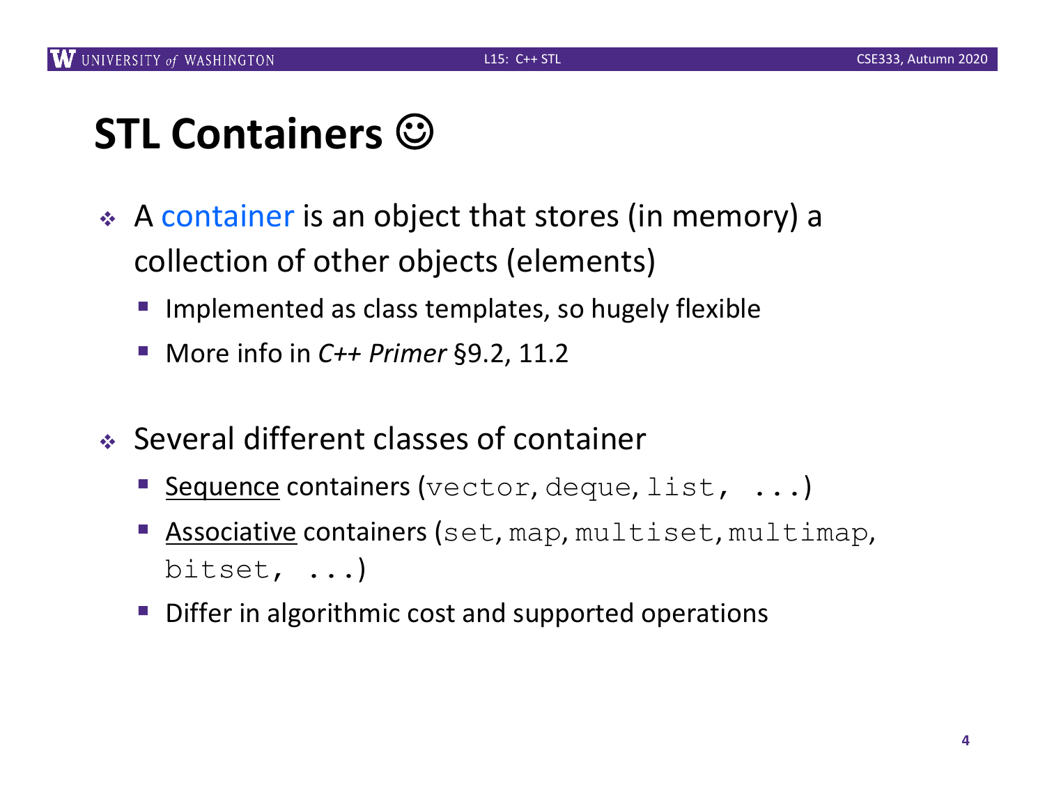# STL Containers ☺

- A container is an object that stores (in memory) a collection of other objects (elements)
  - Implemented as class templates, so hugely flexible
  - More info in *C++ Primer* §9.2, 11.2
- Several different classes of container
  - Sequence containers (`vector`, `deque`, `list`, `...`)
  - Associative containers (`set`, `map`, `multiset`, `multimap`, `bitset`, `...`)
  - Differ in algorithmic cost and supported operations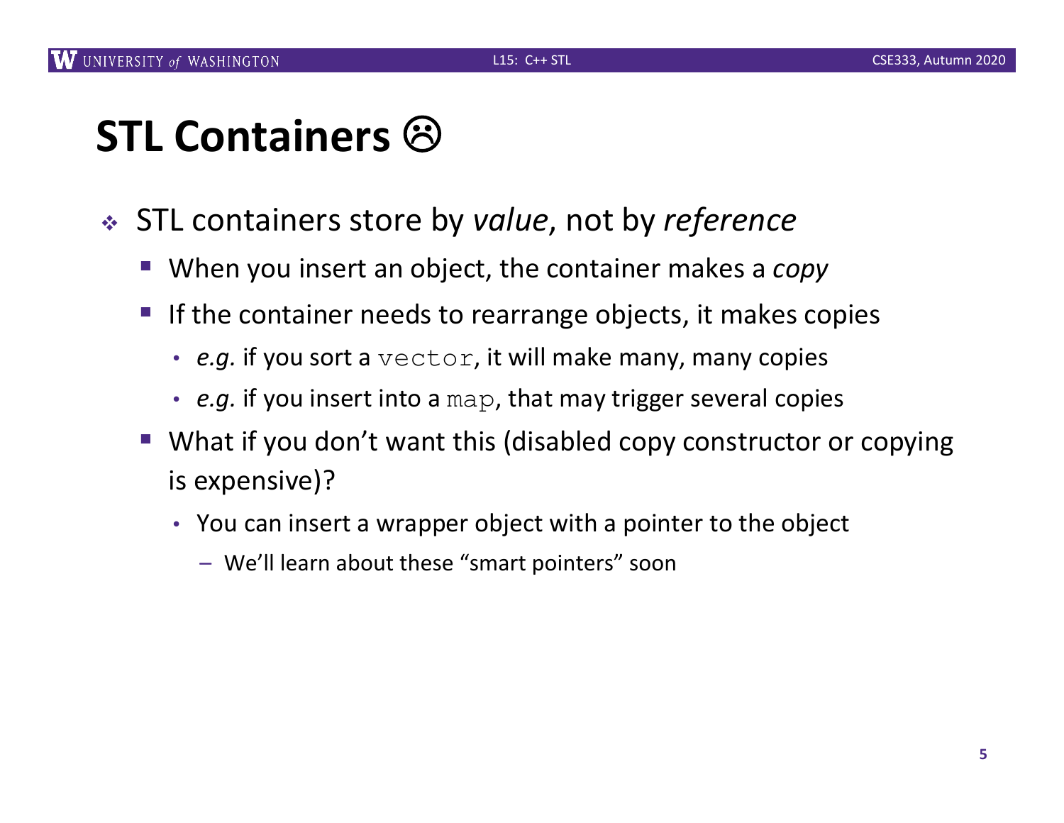# STL Containers ☹

- STL containers store by *value*, not by *reference*
  - When you insert an object, the container makes a *copy*
  - If the container needs to rearrange objects, it makes copies
    - *e.g.* if you sort a `vector`, it will make many, many copies
    - *e.g.* if you insert into a `map`, that may trigger several copies
  - What if you don't want this (disabled copy constructor or copying is expensive)?
    - You can insert a wrapper object with a pointer to the object
      - We'll learn about these "smart pointers" soon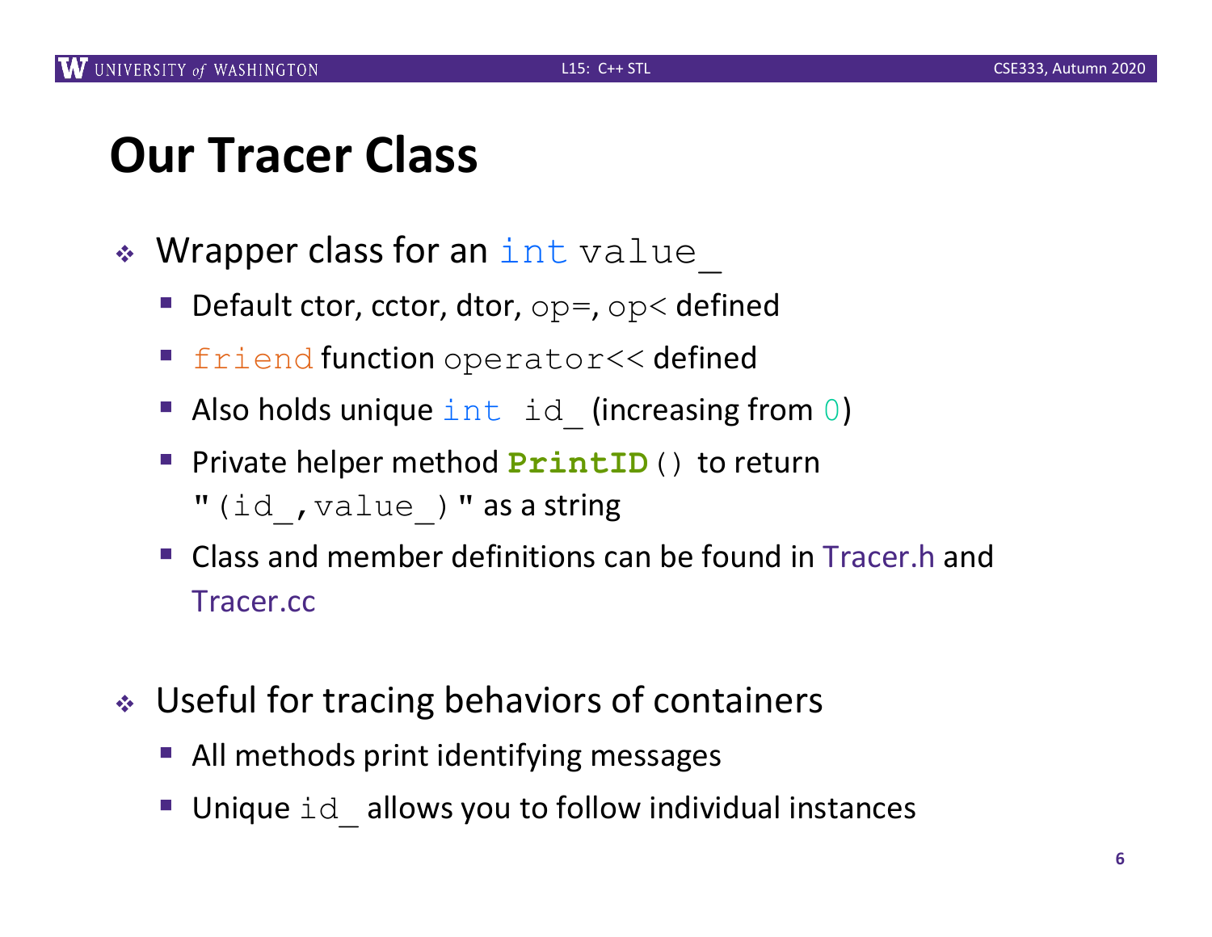# Our Tracer Class

- Wrapper class for an `int value_`
  - Default ctor, cctor, dtor, `op=`, `op<` defined
  - `friend` function `operator<<` defined
  - Also holds unique `int id_` (increasing from `0`)
  - Private helper method **`PrintID()`** to return `"(id_,value_)"` as a string
  - Class and member definitions can be found in Tracer.h and Tracer.cc

- Useful for tracing behaviors of containers
  - All methods print identifying messages
  - Unique `id_` allows you to follow individual instances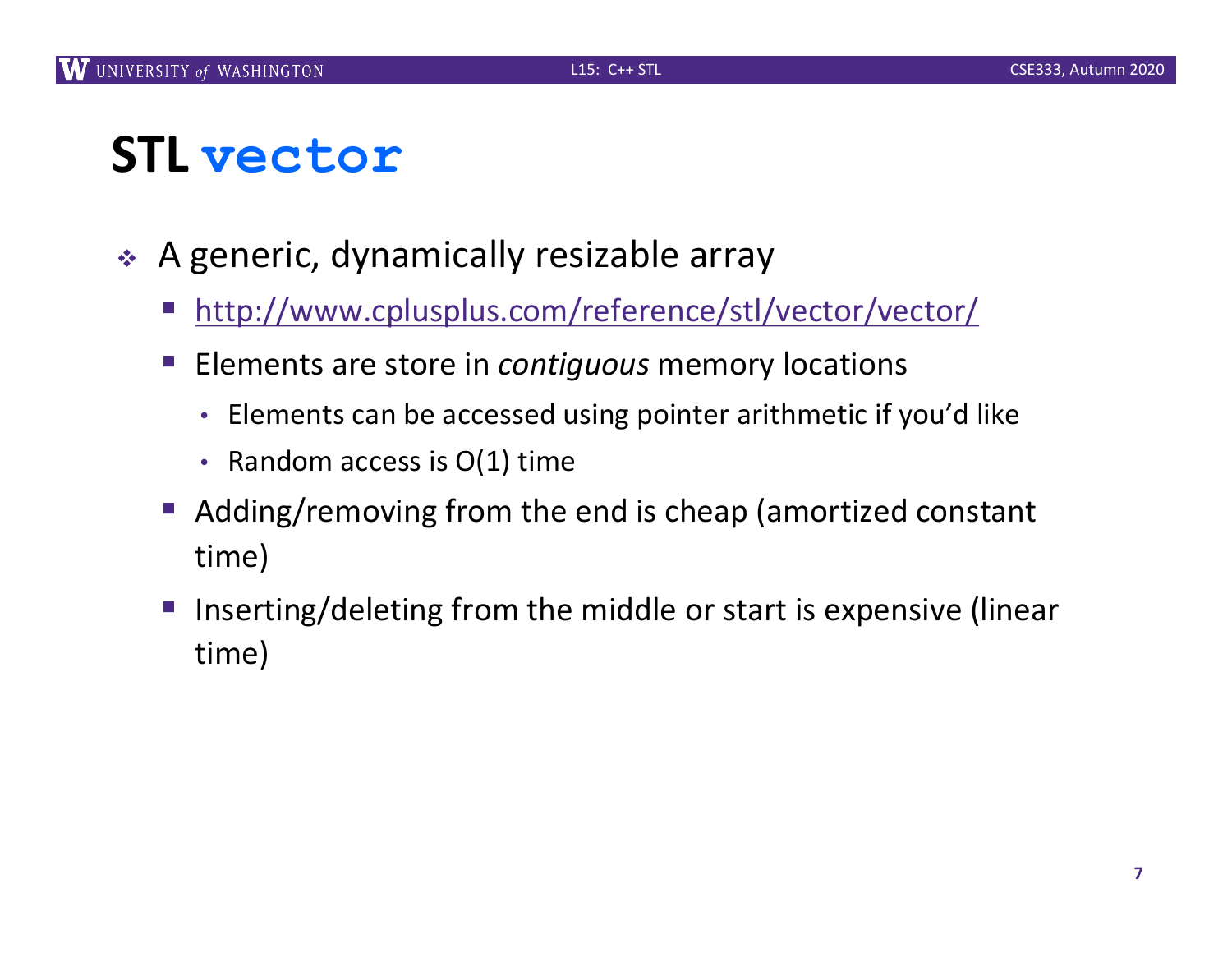# STL `vector`

- A generic, dynamically resizable array
  - http://www.cplusplus.com/reference/stl/vector/vector/
  - Elements are store in *contiguous* memory locations
    - Elements can be accessed using pointer arithmetic if you'd like
    - Random access is O(1) time
  - Adding/removing from the end is cheap (amortized constant time)
  - Inserting/deleting from the middle or start is expensive (linear time)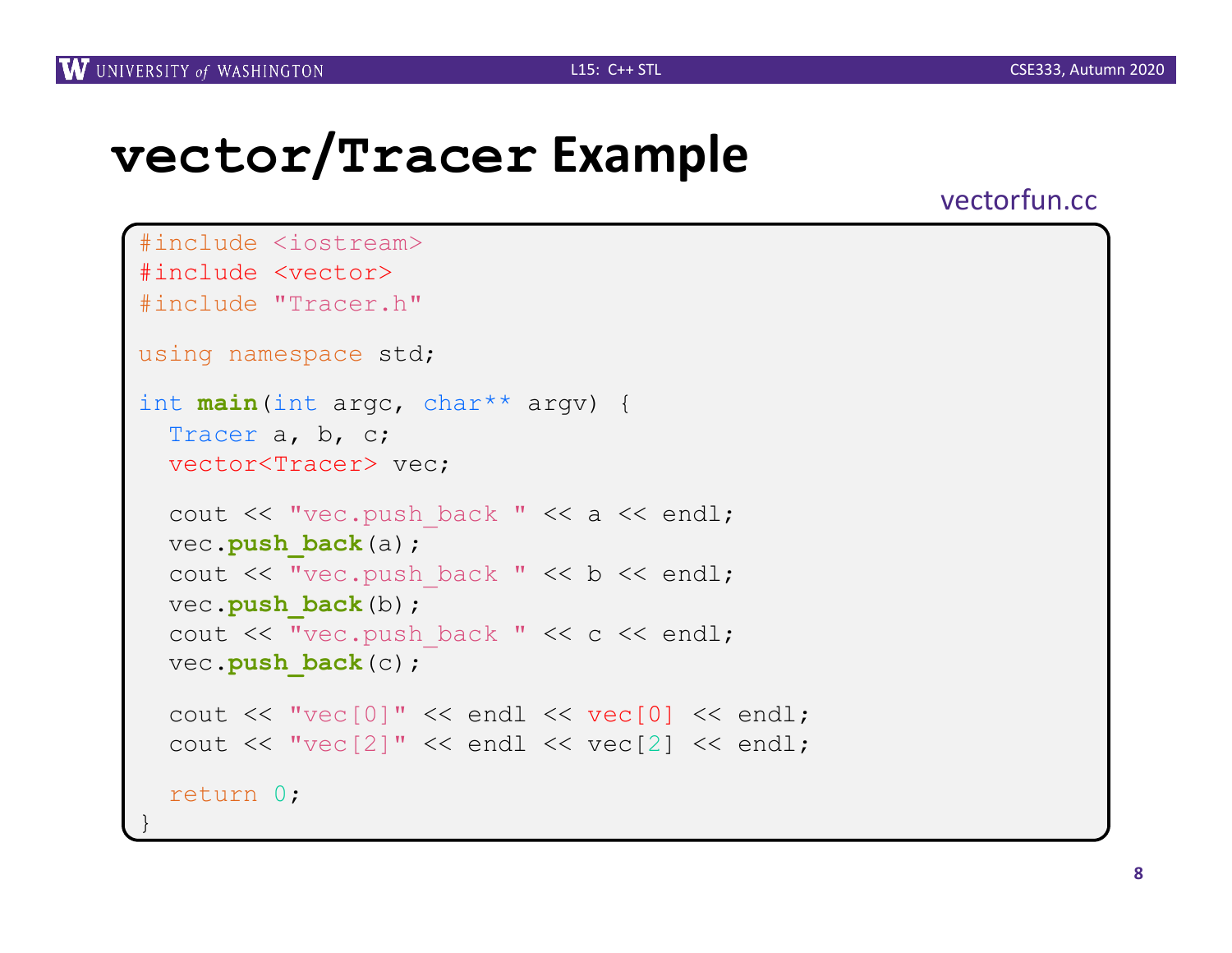# vector/Tracer Example

vectorfun.cc

```
#include <iostream>
#include <vector>
#include "Tracer.h"

using namespace std;

int main(int argc, char** argv) {
  Tracer a, b, c;
  vector<Tracer> vec;

  cout << "vec.push_back " << a << endl;
  vec.push_back(a);
  cout << "vec.push_back " << b << endl;
  vec.push_back(b);
  cout << "vec.push_back " << c << endl;
  vec.push_back(c);

  cout << "vec[0]" << endl << vec[0] << endl;
  cout << "vec[2]" << endl << vec[2] << endl;

  return 0;
}
```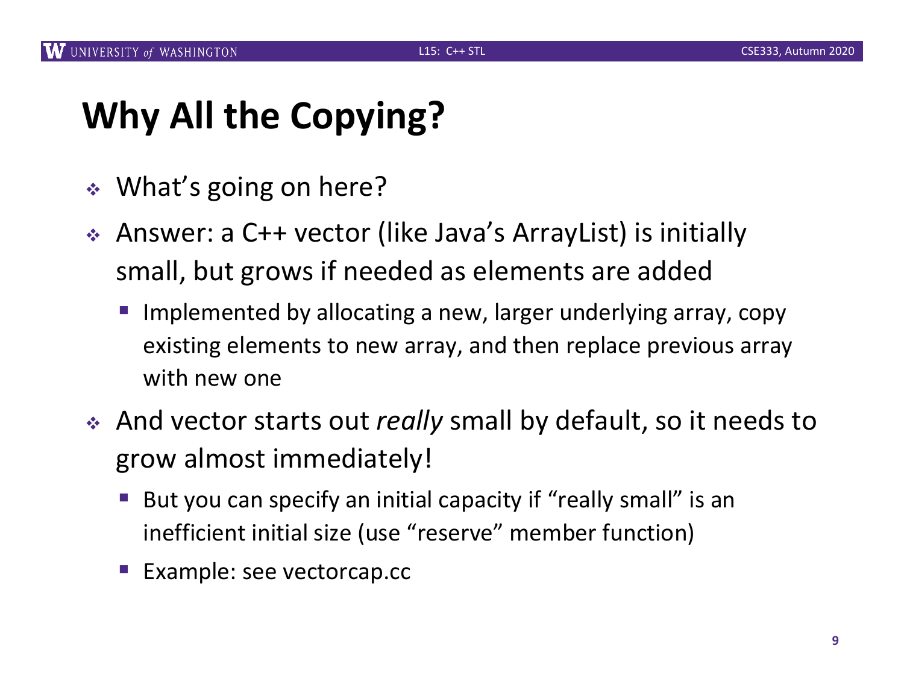# Why All the Copying?

- What's going on here?
- Answer: a C++ vector (like Java's ArrayList) is initially small, but grows if needed as elements are added
  - Implemented by allocating a new, larger underlying array, copy existing elements to new array, and then replace previous array with new one
- And vector starts out *really* small by default, so it needs to grow almost immediately!
  - But you can specify an initial capacity if "really small" is an inefficient initial size (use "reserve" member function)
  - Example: see vectorcap.cc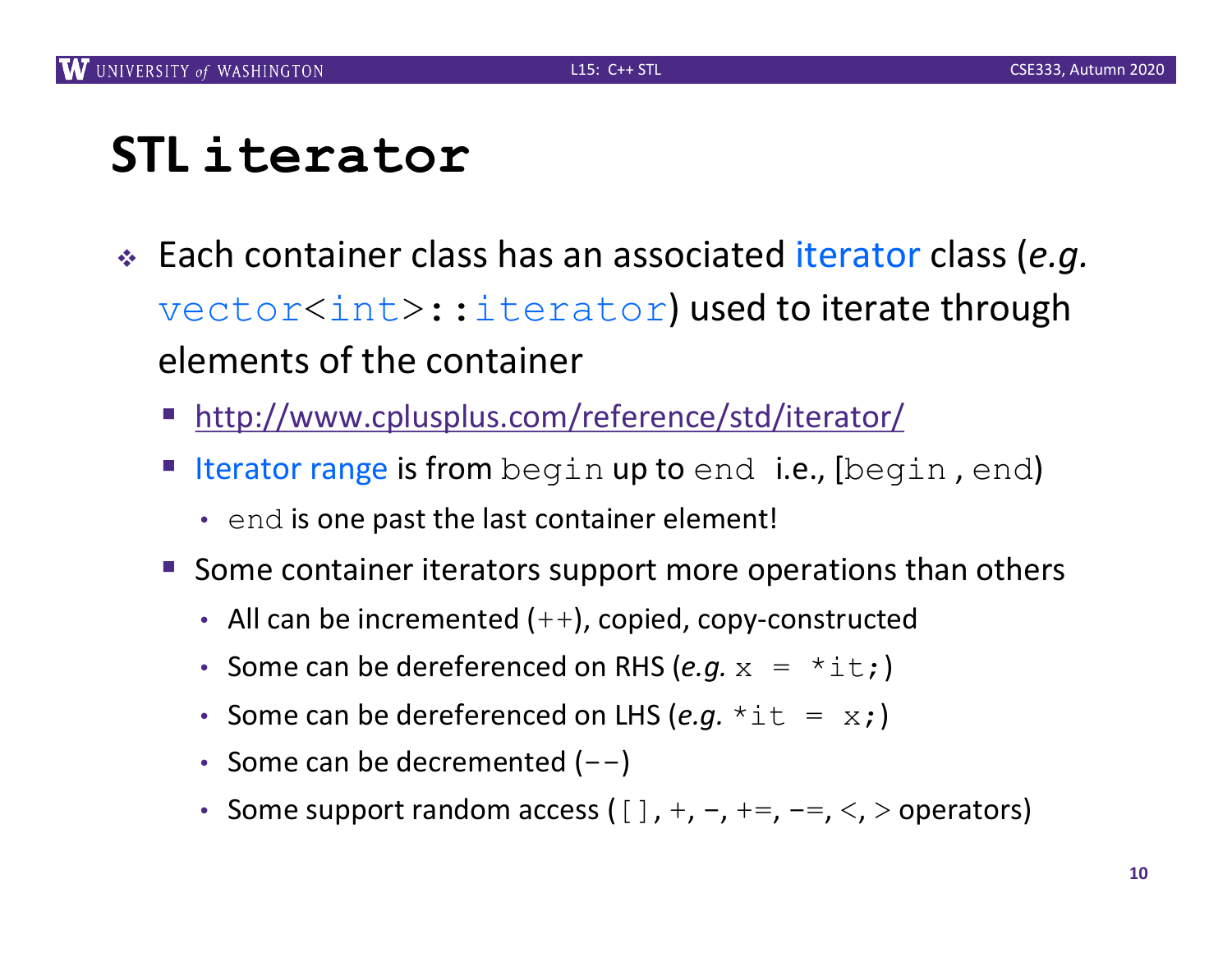# STL `iterator`

- Each container class has an associated iterator class (*e.g.* `vector<int>::iterator`) used to iterate through elements of the container
  - http://www.cplusplus.com/reference/std/iterator/
  - Iterator range is from `begin` up to `end` i.e., [`begin` , `end`)
    - `end` is one past the last container element!
  - Some container iterators support more operations than others
    - All can be incremented (`++`), copied, copy-constructed
    - Some can be dereferenced on RHS (*e.g.* `x = *it;`)
    - Some can be dereferenced on LHS (*e.g.* `*it = x;`)
    - Some can be decremented (`--`)
    - Some support random access (`[]`, `+`, `-`, `+=`, `-=`, `<`, `>` operators)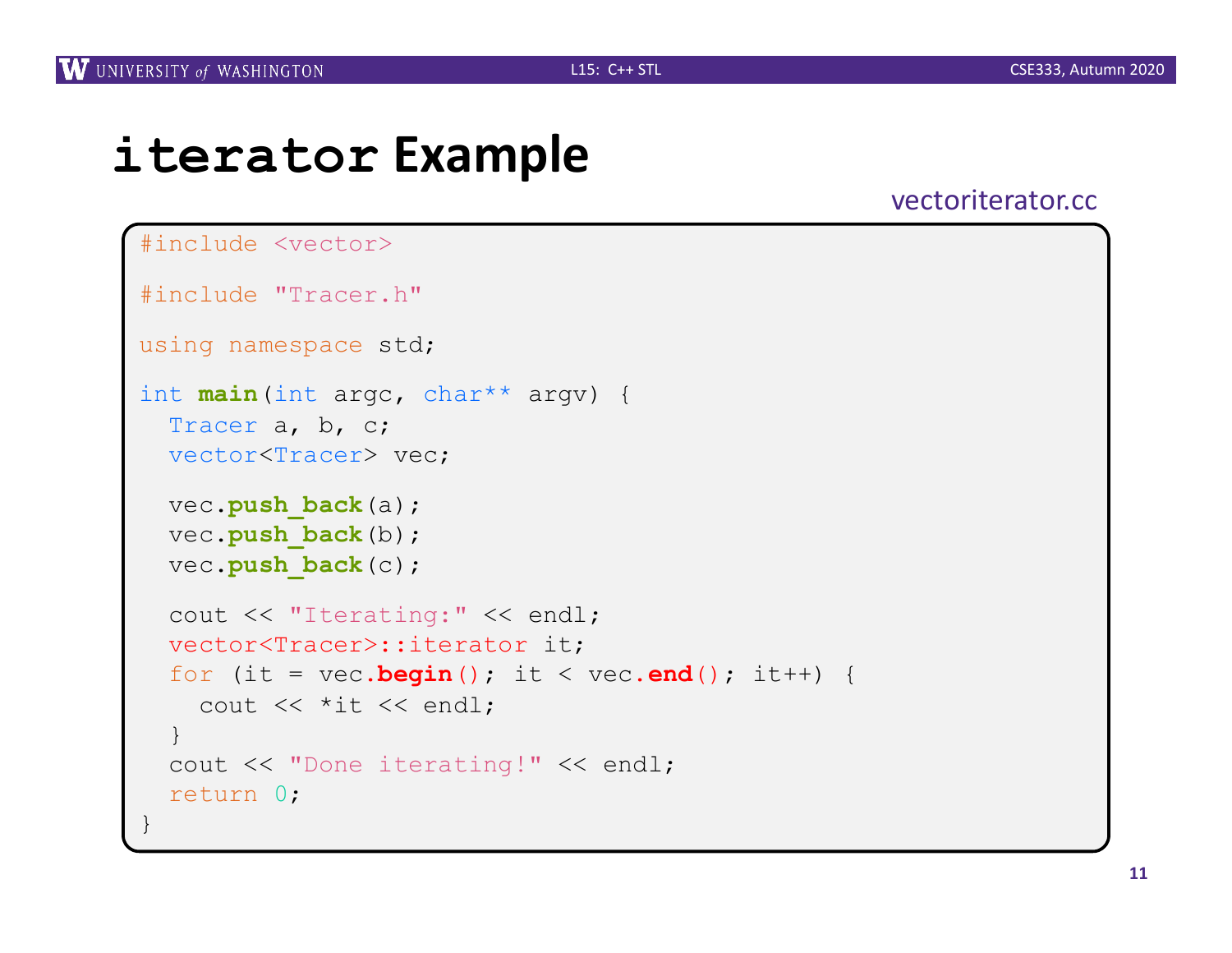# `iterator` Example

vectoriterator.cc

```
#include <vector>

#include "Tracer.h"

using namespace std;

int main(int argc, char** argv) {
  Tracer a, b, c;
  vector<Tracer> vec;

  vec.push_back(a);
  vec.push_back(b);
  vec.push_back(c);

  cout << "Iterating:" << endl;
  vector<Tracer>::iterator it;
  for (it = vec.begin(); it < vec.end(); it++) {
    cout << *it << endl;
  }
  cout << "Done iterating!" << endl;
  return 0;
}
```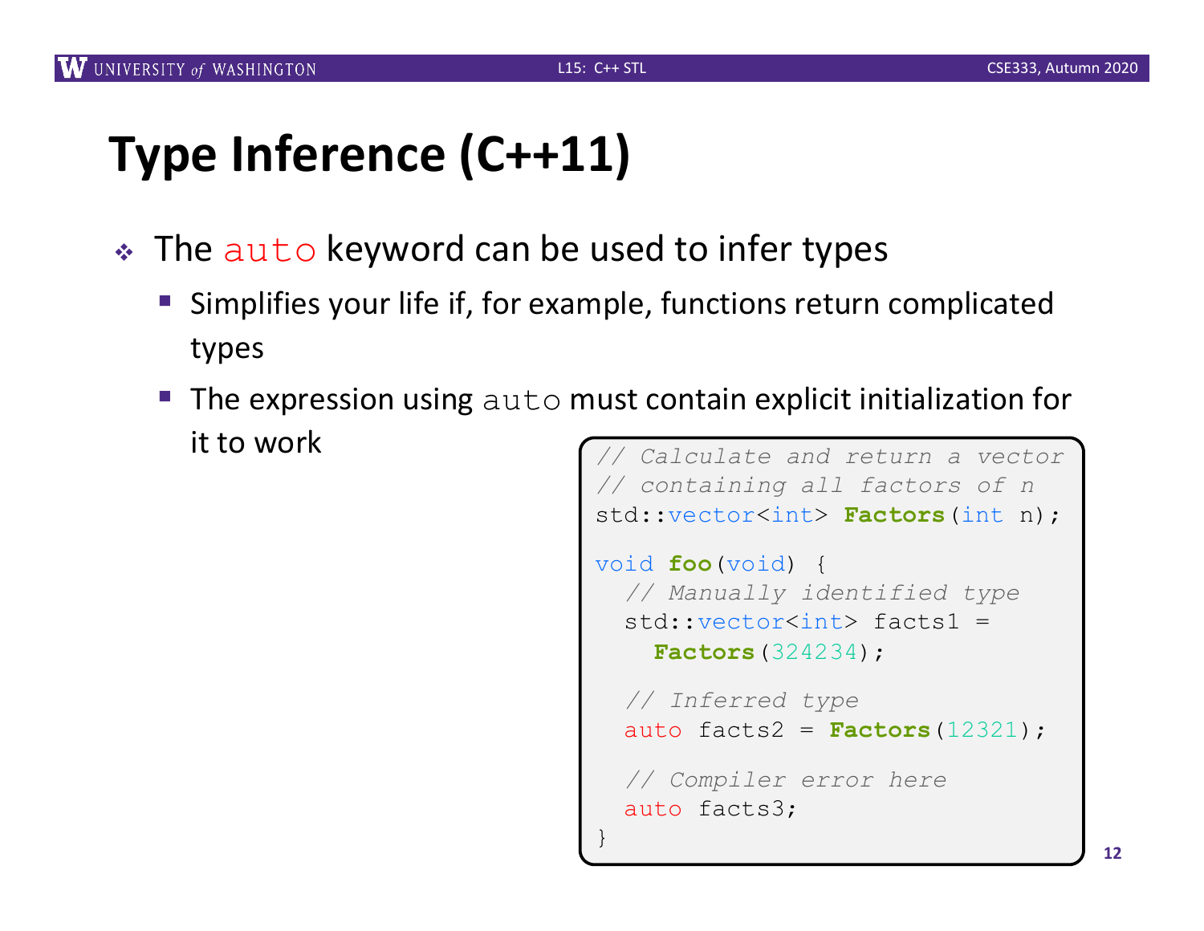# Type Inference (C++11)

- The `auto` keyword can be used to infer types
  - Simplifies your life if, for example, functions return complicated types
  - The expression using `auto` must contain explicit initialization for it to work

```
// Calculate and return a vector
// containing all factors of n
std::vector<int> Factors(int n);

void foo(void) {
  // Manually identified type
  std::vector<int> facts1 =
    Factors(324234);

  // Inferred type
  auto facts2 = Factors(12321);

  // Compiler error here
  auto facts3;
}
```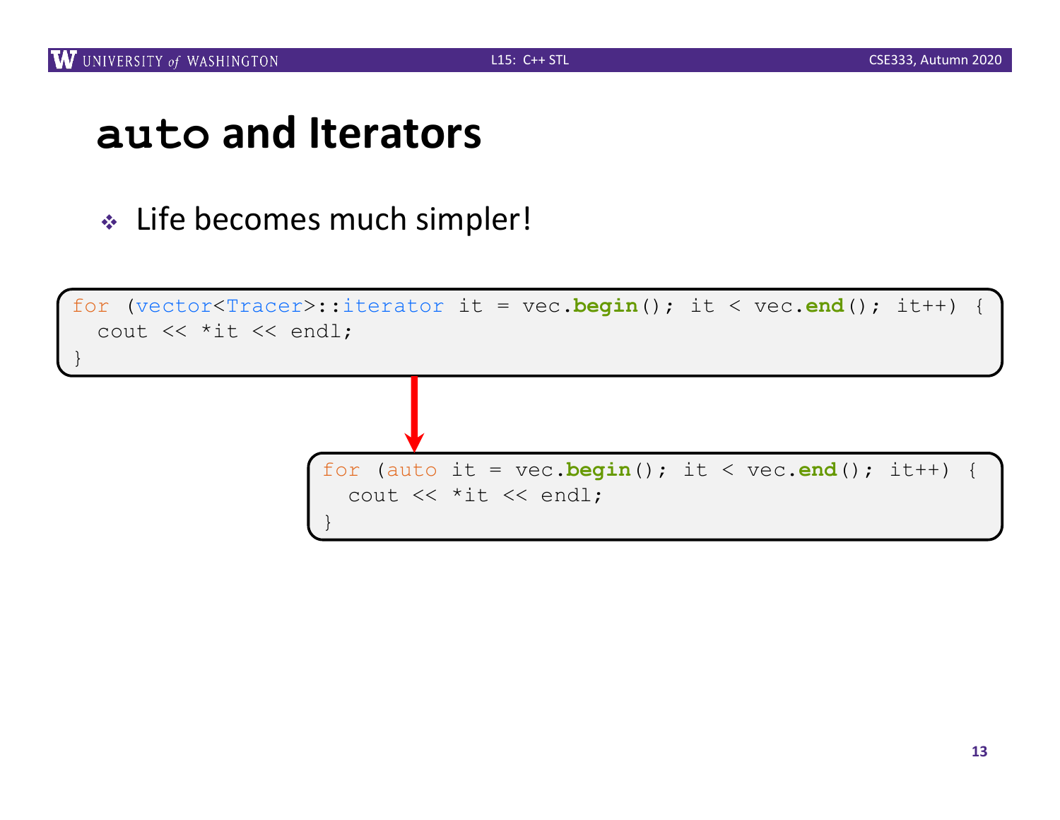# auto and Iterators

- Life becomes much simpler!

```
for (vector<Tracer>::iterator it = vec.begin(); it < vec.end(); it++) {
  cout << *it << endl;
}
```

```
for (auto it = vec.begin(); it < vec.end(); it++) {
  cout << *it << endl;
}
```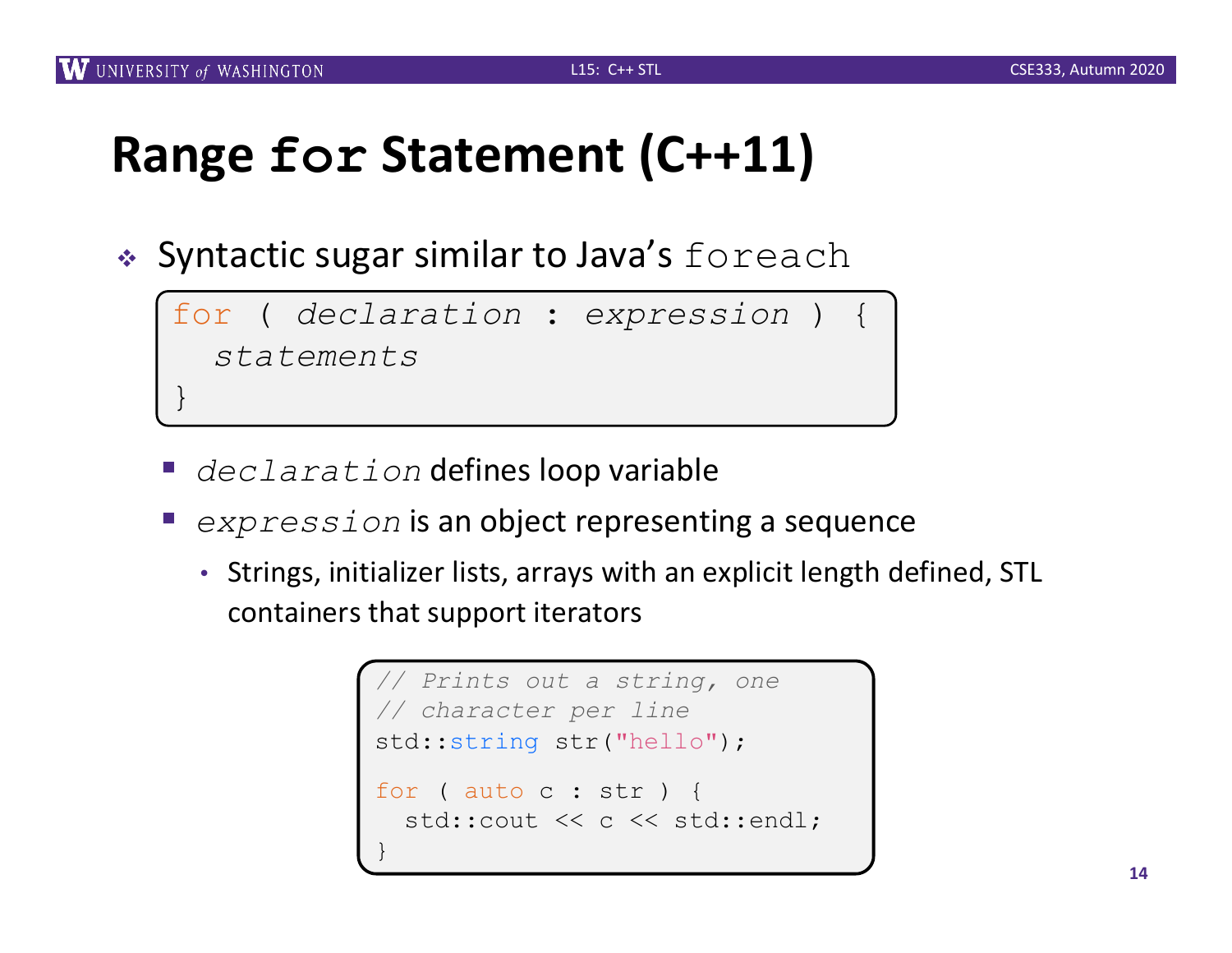# Range `for` Statement (C++11)

- Syntactic sugar similar to Java's `foreach`

```
for ( declaration : expression ) {
  statements
}
```

  - *`declaration`* defines loop variable
  - *`expression`* is an object representing a sequence
    - Strings, initializer lists, arrays with an explicit length defined, STL containers that support iterators

```
// Prints out a string, one
// character per line
std::string str("hello");

for ( auto c : str ) {
  std::cout << c << std::endl;
}
```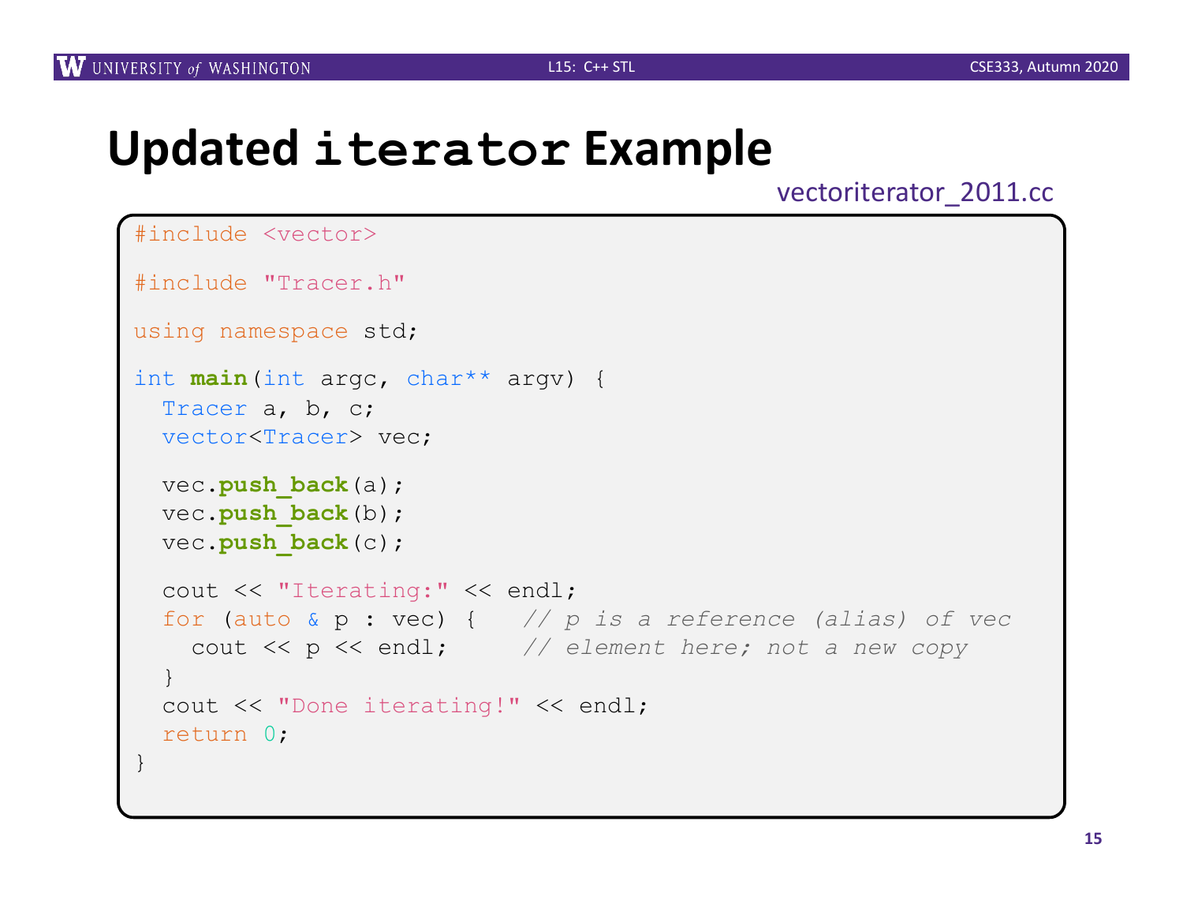# Updated `iterator` Example

vectoriterator_2011.cc

```
#include <vector>

#include "Tracer.h"

using namespace std;

int main(int argc, char** argv) {
  Tracer a, b, c;
  vector<Tracer> vec;

  vec.push_back(a);
  vec.push_back(b);
  vec.push_back(c);

  cout << "Iterating:" << endl;
  for (auto & p : vec) {    // p is a reference (alias) of vec
    cout << p << endl;      // element here; not a new copy
  }
  cout << "Done iterating!" << endl;
  return 0;
}
```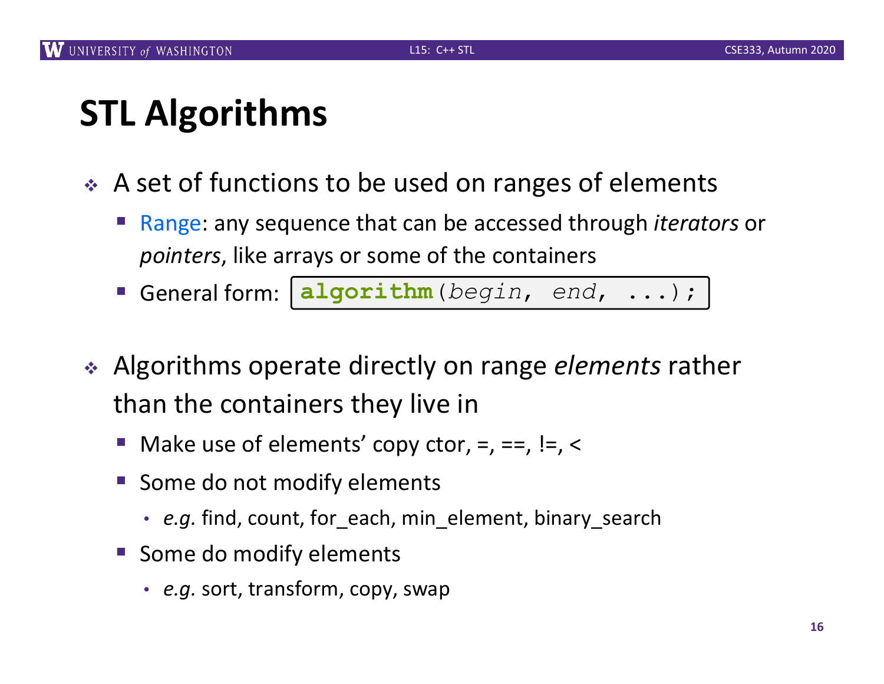# STL Algorithms

- A set of functions to be used on ranges of elements
  - Range: any sequence that can be accessed through *iterators* or *pointers*, like arrays or some of the containers
  - General form: `algorithm(begin, end, ...);`
- Algorithms operate directly on range *elements* rather than the containers they live in
  - Make use of elements' copy ctor, =, ==, !=, <
  - Some do not modify elements
    - *e.g.* find, count, for_each, min_element, binary_search
  - Some do modify elements
    - *e.g.* sort, transform, copy, swap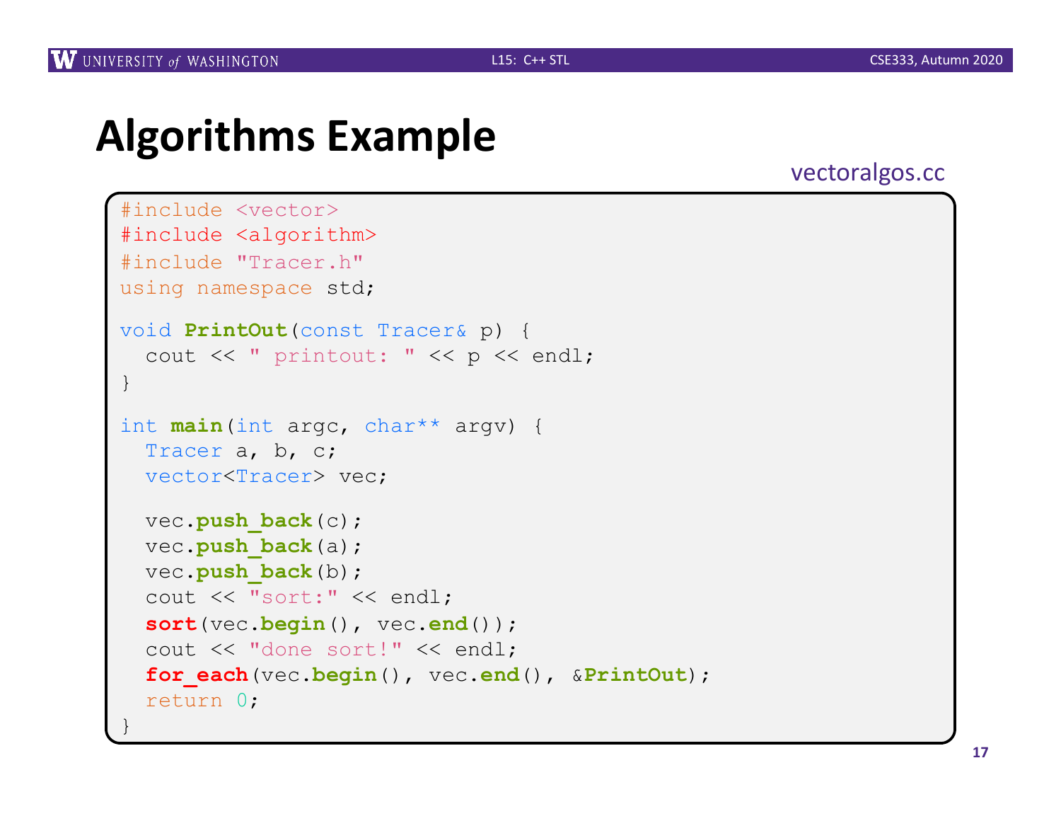# Algorithms Example

vectoralgos.cc

```
#include <vector>
#include <algorithm>
#include "Tracer.h"
using namespace std;

void PrintOut(const Tracer& p) {
  cout << " printout: " << p << endl;
}

int main(int argc, char** argv) {
  Tracer a, b, c;
  vector<Tracer> vec;

  vec.push_back(c);
  vec.push_back(a);
  vec.push_back(b);
  cout << "sort:" << endl;
  sort(vec.begin(), vec.end());
  cout << "done sort!" << endl;
  for_each(vec.begin(), vec.end(), &PrintOut);
  return 0;
}
```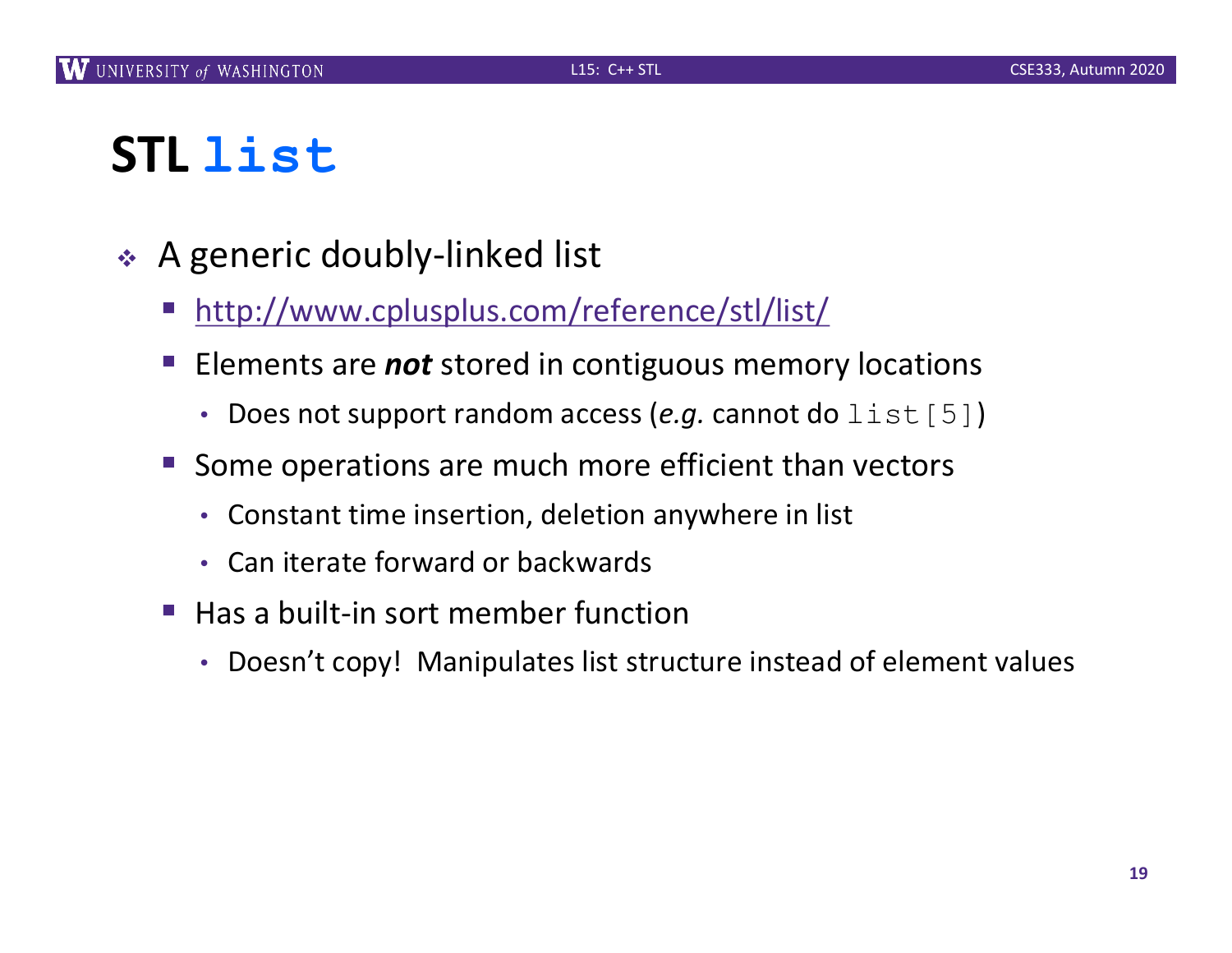# STL `list`

- A generic doubly-linked list
  - http://www.cplusplus.com/reference/stl/list/
  - Elements are ***not*** stored in contiguous memory locations
    - Does not support random access (*e.g.* cannot do `list[5]`)
  - Some operations are much more efficient than vectors
    - Constant time insertion, deletion anywhere in list
    - Can iterate forward or backwards
  - Has a built-in sort member function
    - Doesn't copy! Manipulates list structure instead of element values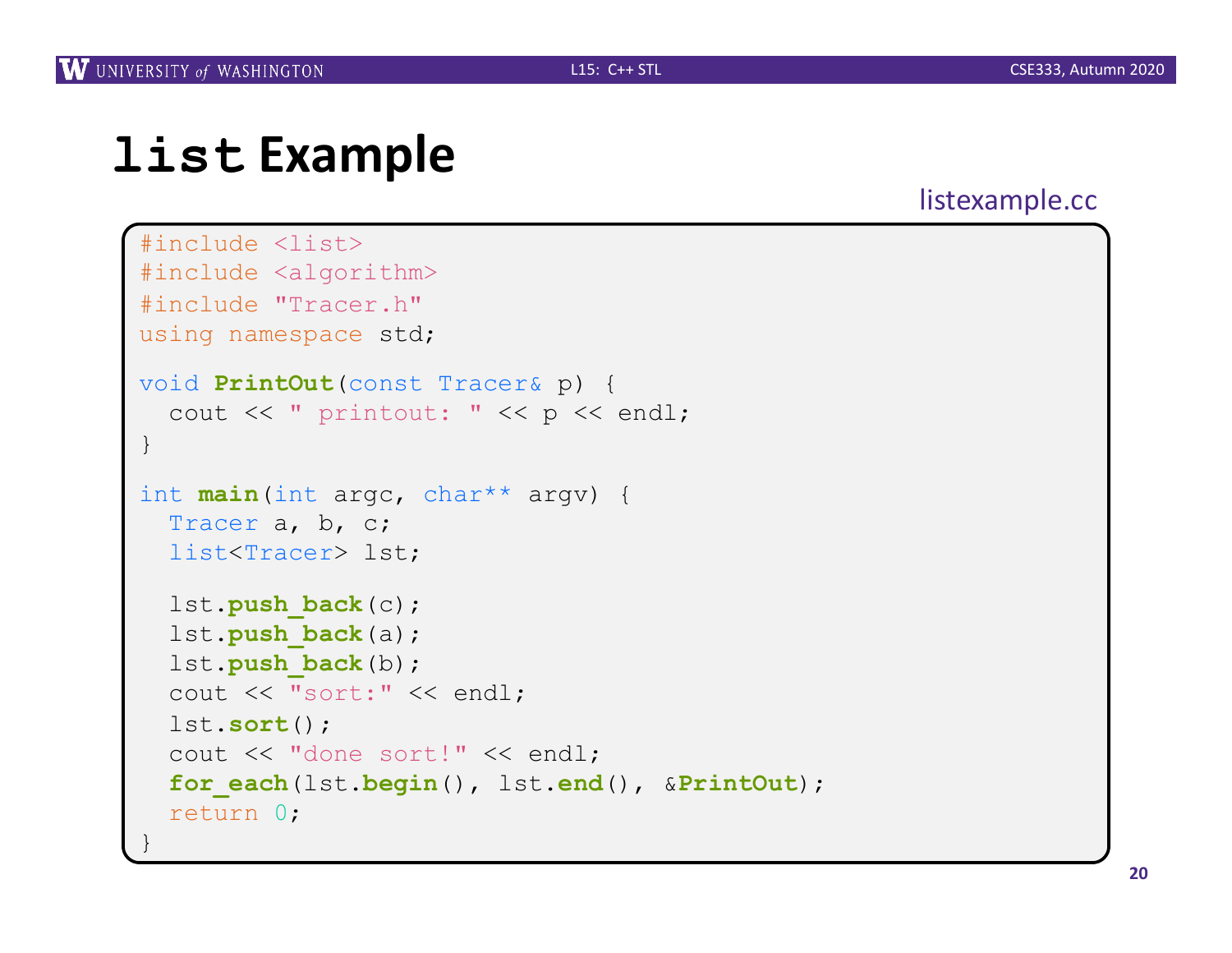# list Example

listexample.cc

```
#include <list>
#include <algorithm>
#include "Tracer.h"
using namespace std;

void PrintOut(const Tracer& p) {
  cout << " printout: " << p << endl;
}

int main(int argc, char** argv) {
  Tracer a, b, c;
  list<Tracer> lst;

  lst.push_back(c);
  lst.push_back(a);
  lst.push_back(b);
  cout << "sort:" << endl;
  lst.sort();
  cout << "done sort!" << endl;
  for_each(lst.begin(), lst.end(), &PrintOut);
  return 0;
}
```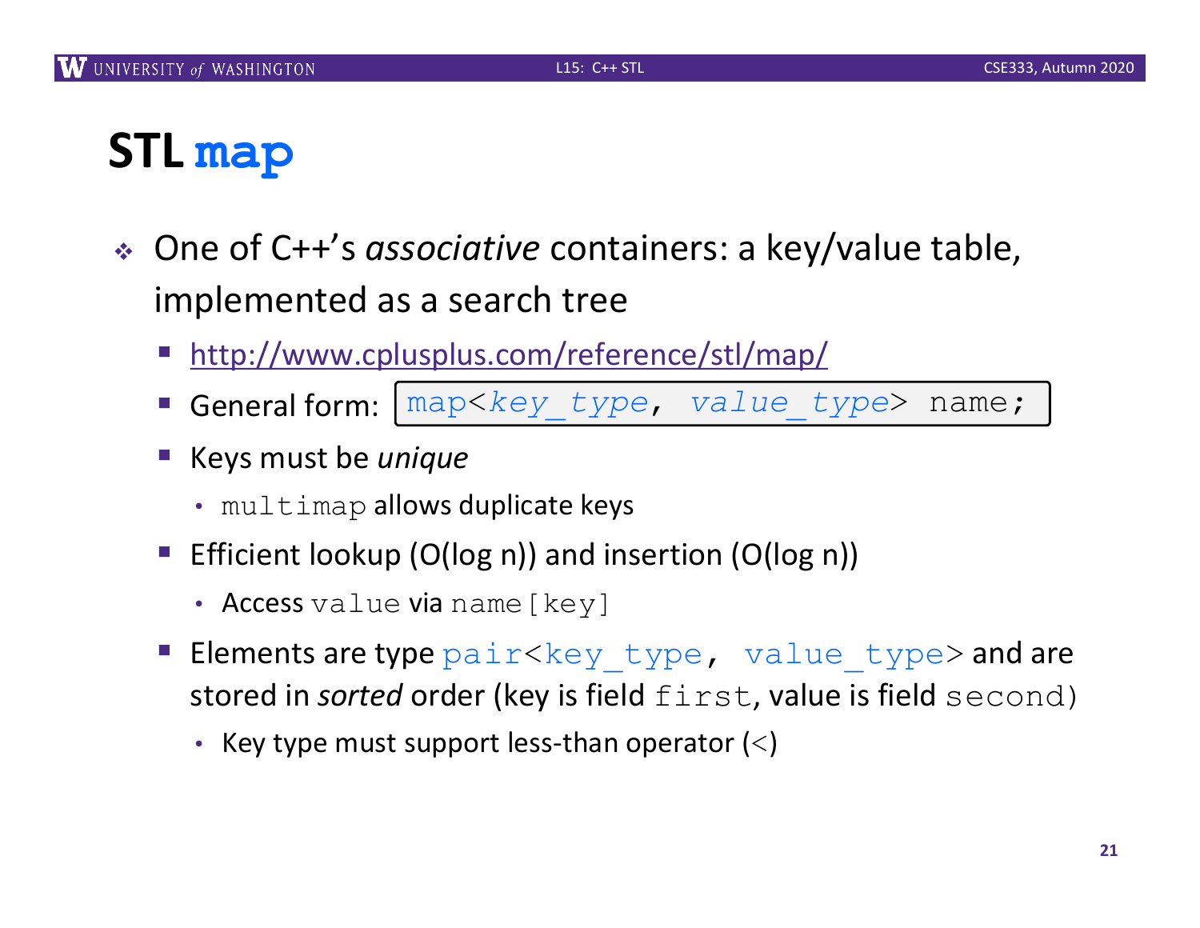# STL `map`

- One of C++'s *associative* containers: a key/value table, implemented as a search tree
  - http://www.cplusplus.com/reference/stl/map/
  - General form: `map<key_type, value_type> name;`
  - Keys must be *unique*
    - `multimap` allows duplicate keys
  - Efficient lookup (O(log n)) and insertion (O(log n))
    - Access `value` via `name[key]`
  - Elements are type `pair<key_type, value_type>` and are stored in *sorted* order (key is field `first`, value is field `second`)
    - Key type must support less-than operator (`<`)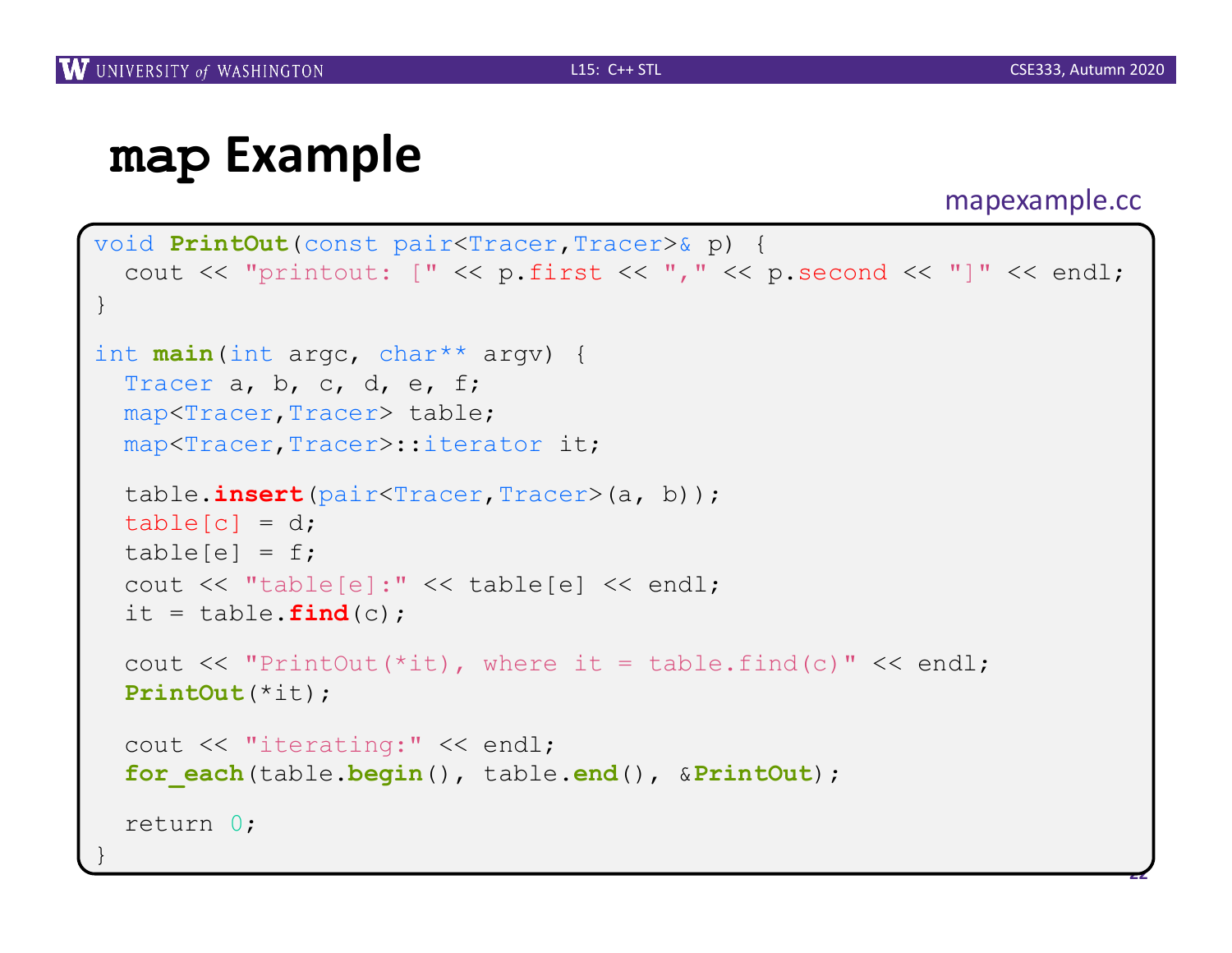# map Example

mapexample.cc

```
void PrintOut(const pair<Tracer,Tracer>& p) {
  cout << "printout: [" << p.first << "," << p.second << "]" << endl;
}

int main(int argc, char** argv) {
  Tracer a, b, c, d, e, f;
  map<Tracer,Tracer> table;
  map<Tracer,Tracer>::iterator it;

  table.insert(pair<Tracer,Tracer>(a, b));
  table[c] = d;
  table[e] = f;
  cout << "table[e]:" << table[e] << endl;
  it = table.find(c);

  cout << "PrintOut(*it), where it = table.find(c)" << endl;
  PrintOut(*it);

  cout << "iterating:" << endl;
  for_each(table.begin(), table.end(), &PrintOut);

  return 0;
}
```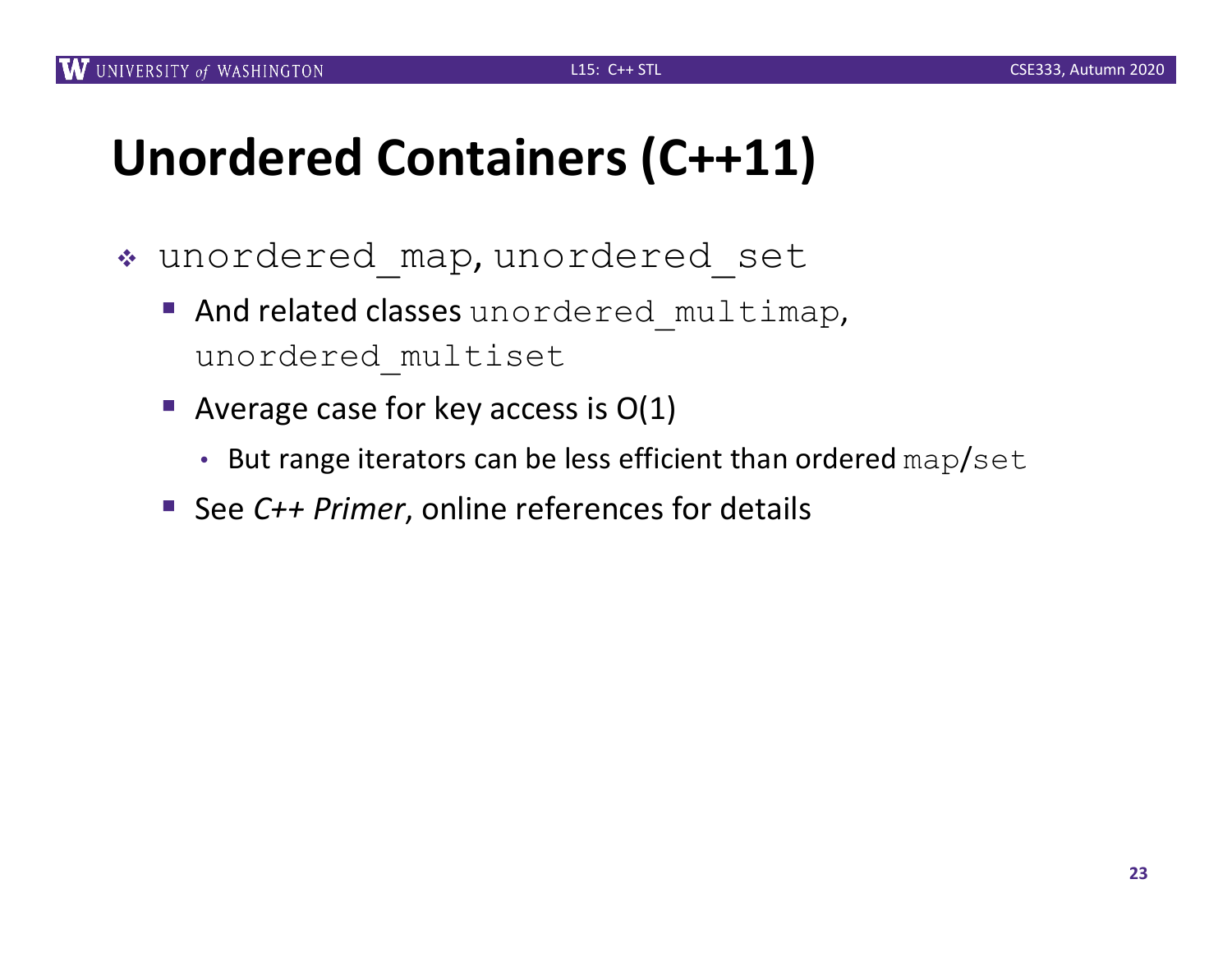# Unordered Containers (C++11)

- `unordered_map`, `unordered_set`
  - And related classes `unordered_multimap`, `unordered_multiset`
  - Average case for key access is O(1)
    - But range iterators can be less efficient than ordered `map`/`set`
  - See *C++ Primer*, online references for details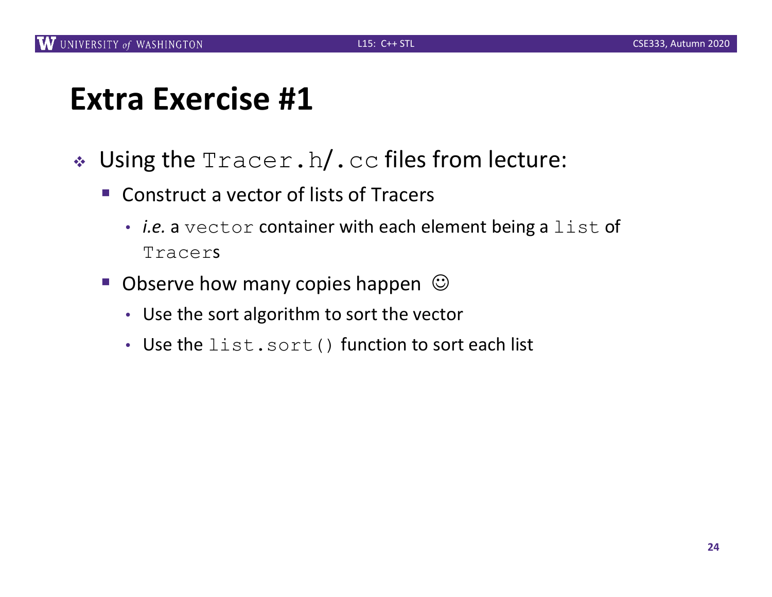# Extra Exercise #1

- Using the `Tracer.h`/`.cc` files from lecture:
  - Construct a vector of lists of Tracers
    - *i.e.* a `vector` container with each element being a `list` of `Tracers`
  - Observe how many copies happen ☺
    - Use the sort algorithm to sort the vector
    - Use the `list.sort()` function to sort each list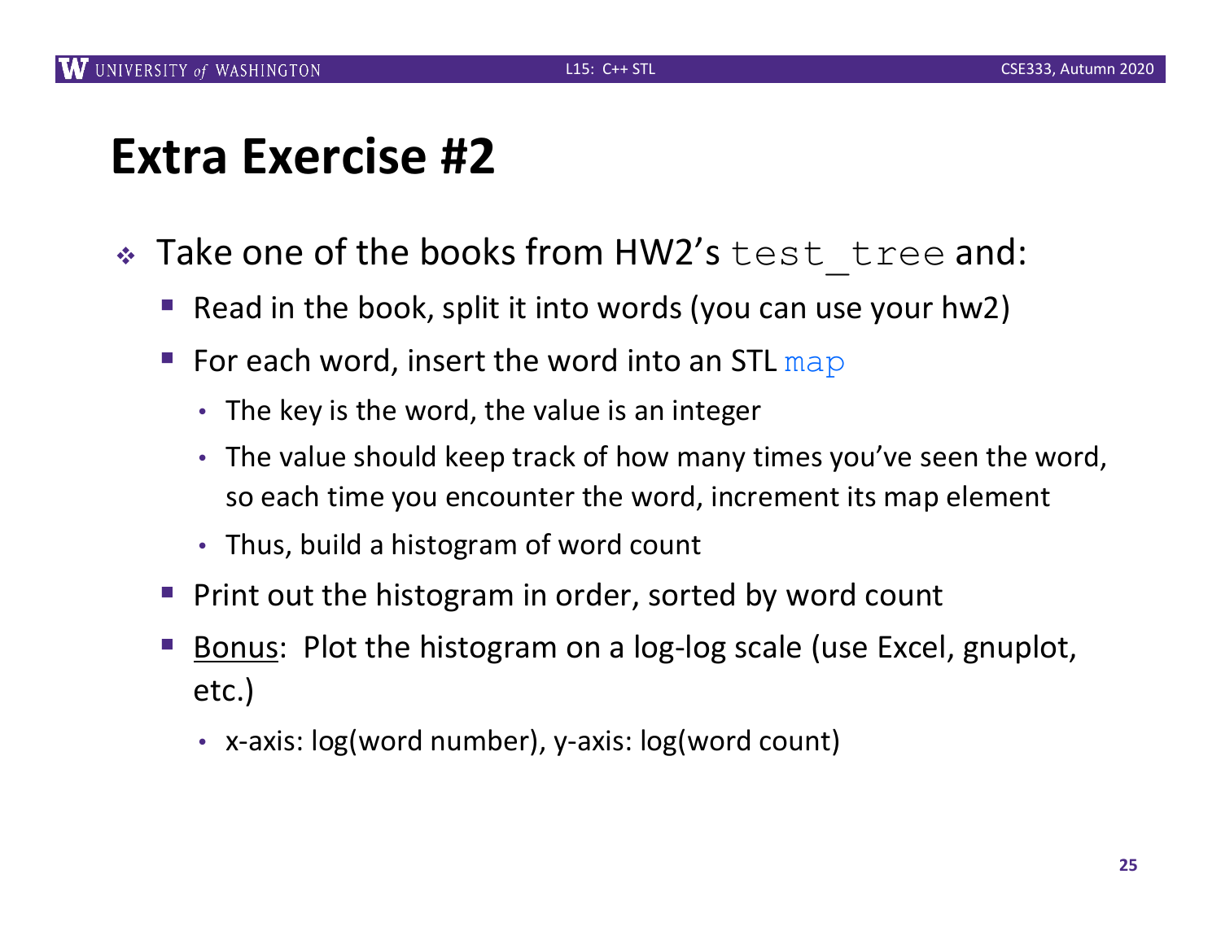# Extra Exercise #2

- Take one of the books from HW2's `test_tree` and:
  - Read in the book, split it into words (you can use your hw2)
  - For each word, insert the word into an STL `map`
    - The key is the word, the value is an integer
    - The value should keep track of how many times you've seen the word, so each time you encounter the word, increment its map element
    - Thus, build a histogram of word count
  - Print out the histogram in order, sorted by word count
  - Bonus: Plot the histogram on a log-log scale (use Excel, gnuplot, etc.)
    - x-axis: log(word number), y-axis: log(word count)